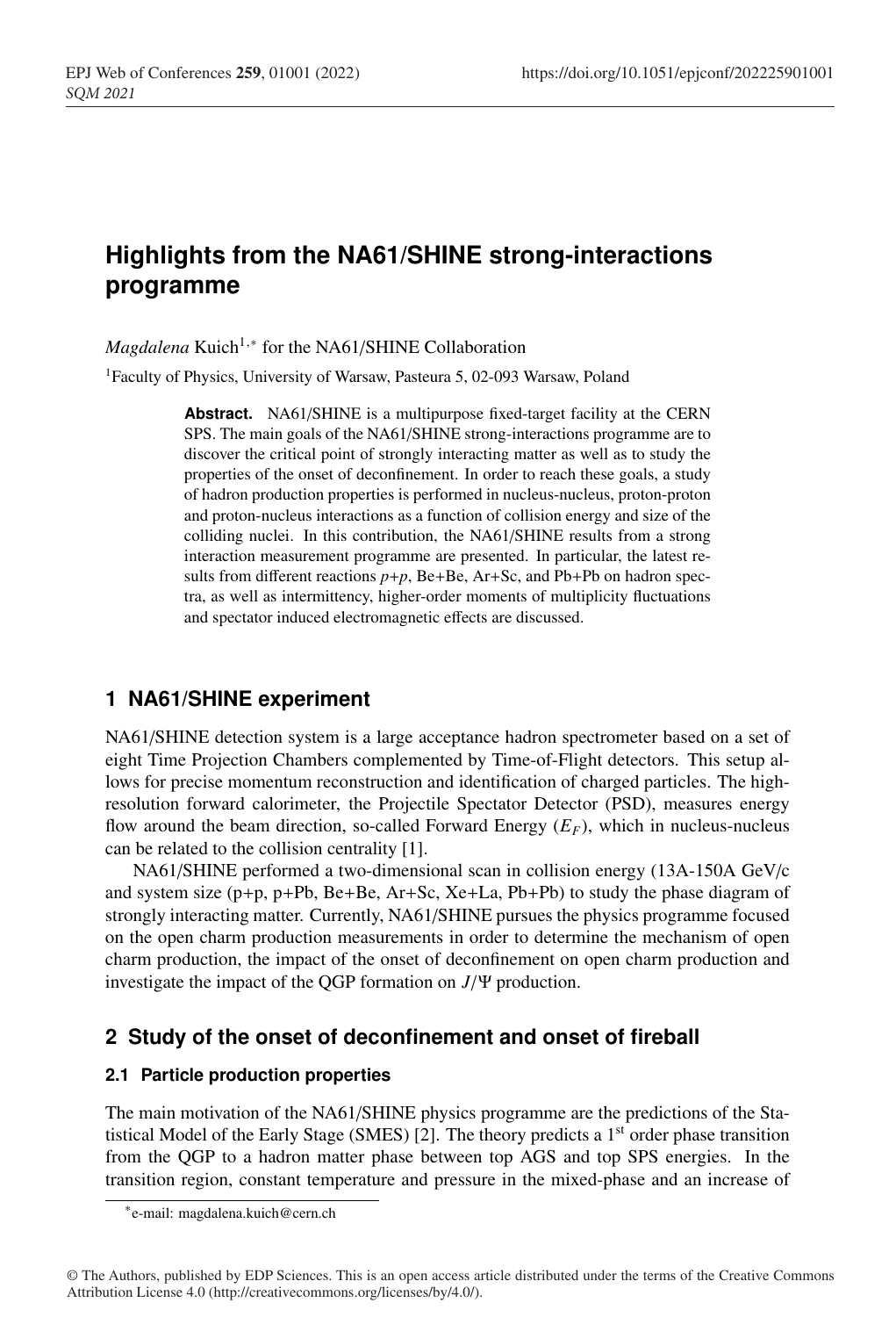# Highlights from the NA61/SHINE strong-interactions programme

*Magdalena* Kuich[1,*] for the NA61/SHINE Collaboration

[1]Faculty of Physics, University of Warsaw, Pasteura 5, 02-093 Warsaw, Poland

**Abstract.** NA61/SHINE is a multipurpose fixed-target facility at the CERN SPS. The main goals of the NA61/SHINE strong-interactions programme are to discover the critical point of strongly interacting matter as well as to study the properties of the onset of deconfinement. In order to reach these goals, a study of hadron production properties is performed in nucleus-nucleus, proton-proton and proton-nucleus interactions as a function of collision energy and size of the colliding nuclei. In this contribution, the NA61/SHINE results from a strong interaction measurement programme are presented. In particular, the latest results from different reactions *p+p*, Be+Be, Ar+Sc, and Pb+Pb on hadron spectra, as well as intermittency, higher-order moments of multiplicity fluctuations and spectator induced electromagnetic effects are discussed.

## 1 NA61/SHINE experiment

NA61/SHINE detection system is a large acceptance hadron spectrometer based on a set of eight Time Projection Chambers complemented by Time-of-Flight detectors. This setup allows for precise momentum reconstruction and identification of charged particles. The high-resolution forward calorimeter, the Projectile Spectator Detector (PSD), measures energy flow around the beam direction, so-called Forward Energy ($E_F$), which in nucleus-nucleus can be related to the collision centrality [1].

NA61/SHINE performed a two-dimensional scan in collision energy (13A-150A GeV/c and system size (p+p, p+Pb, Be+Be, Ar+Sc, Xe+La, Pb+Pb) to study the phase diagram of strongly interacting matter. Currently, NA61/SHINE pursues the physics programme focused on the open charm production measurements in order to determine the mechanism of open charm production, the impact of the onset of deconfinement on open charm production and investigate the impact of the QGP formation on $J/\Psi$ production.

## 2 Study of the onset of deconfinement and onset of fireball

### 2.1 Particle production properties

The main motivation of the NA61/SHINE physics programme are the predictions of the Statistical Model of the Early Stage (SMES) [2]. The theory predicts a 1[st] order phase transition from the QGP to a hadron matter phase between top AGS and top SPS energies. In the transition region, constant temperature and pressure in the mixed-phase and an increase of

*e-mail: magdalena.kuich@cern.ch

© The Authors, published by EDP Sciences. This is an open access article distributed under the terms of the Creative Commons Attribution License 4.0 (http://creativecommons.org/licenses/by/4.0/).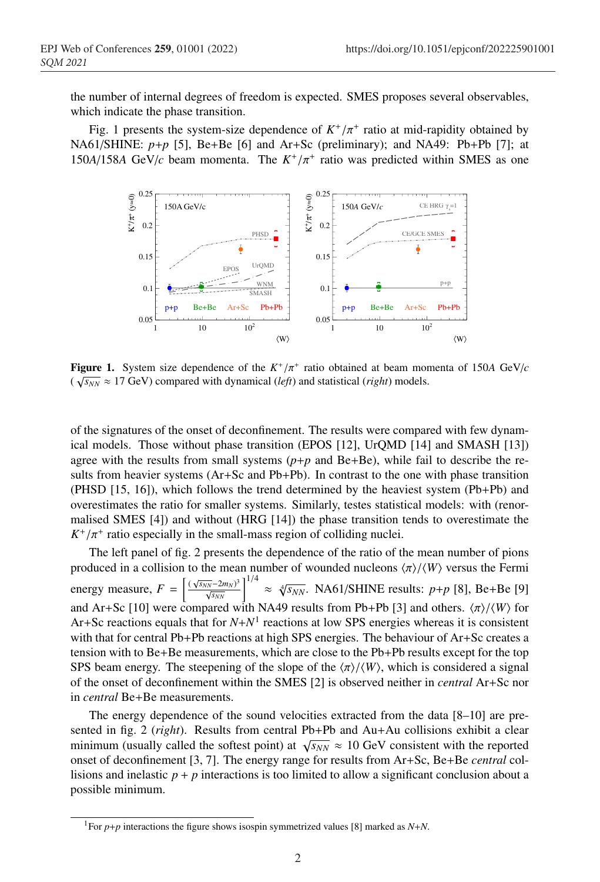the number of internal degrees of freedom is expected. SMES proposes several observables, which indicate the phase transition.

Fig. 1 presents the system-size dependence of $K^+/\pi^+$ ratio at mid-rapidity obtained by NA61/SHINE: *p+p* [5], Be+Be [6] and Ar+Sc (preliminary); and NA49: Pb+Pb [7]; at 150*A*/158*A* GeV/*c* beam momenta. The $K^+/\pi^+$ ratio was predicted within SMES as one

**Figure 1.** System size dependence of the $K^+/\pi^+$ ratio obtained at beam momenta of 150*A* GeV/*c* ($\sqrt{s_{NN}} \approx 17$ GeV) compared with dynamical (*left*) and statistical (*right*) models.

of the signatures of the onset of deconfinement. The results were compared with few dynamical models. Those without phase transition (EPOS [12], UrQMD [14] and SMASH [13]) agree with the results from small systems (*p+p* and Be+Be), while fail to describe the results from heavier systems (Ar+Sc and Pb+Pb). In contrast to the one with phase transition (PHSD [15, 16]), which follows the trend determined by the heaviest system (Pb+Pb) and overestimates the ratio for smaller systems. Similarly, testes statistical models: with (renormalised SMES [4]) and without (HRG [14]) the phase transition tends to overestimate the $K^+/\pi^+$ ratio especially in the small-mass region of colliding nuclei.

The left panel of fig. 2 presents the dependence of the ratio of the mean number of pions produced in a collision to the mean number of wounded nucleons $\langle\pi\rangle/\langle W\rangle$ versus the Fermi energy measure, $F = \left[\frac{(\sqrt{s_{NN}}-2m_N)^3}{\sqrt{s_{NN}}}\right]^{1/4} \approx \sqrt[4]{s_{NN}}$. NA61/SHINE results: *p+p* [8], Be+Be [9] and Ar+Sc [10] were compared with NA49 results from Pb+Pb [3] and others. $\langle\pi\rangle/\langle W\rangle$ for Ar+Sc reactions equals that for *N+N*[1] reactions at low SPS energies whereas it is consistent with that for central Pb+Pb reactions at high SPS energies. The behaviour of Ar+Sc creates a tension with to Be+Be measurements, which are close to the Pb+Pb results except for the top SPS beam energy. The steepening of the slope of the $\langle\pi\rangle/\langle W\rangle$, which is considered a signal of the onset of deconfinement within the SMES [2] is observed neither in *central* Ar+Sc nor in *central* Be+Be measurements.

The energy dependence of the sound velocities extracted from the data [8–10] are presented in fig. 2 (*right*). Results from central Pb+Pb and Au+Au collisions exhibit a clear minimum (usually called the softest point) at $\sqrt{s_{NN}} \approx 10$ GeV consistent with the reported onset of deconfinement [3, 7]. The energy range for results from Ar+Sc, Be+Be *central* collisions and inelastic $p + p$ interactions is too limited to allow a significant conclusion about a possible minimum.

[1] For *p+p* interactions the figure shows isospin symmetrized values [8] marked as *N+N*.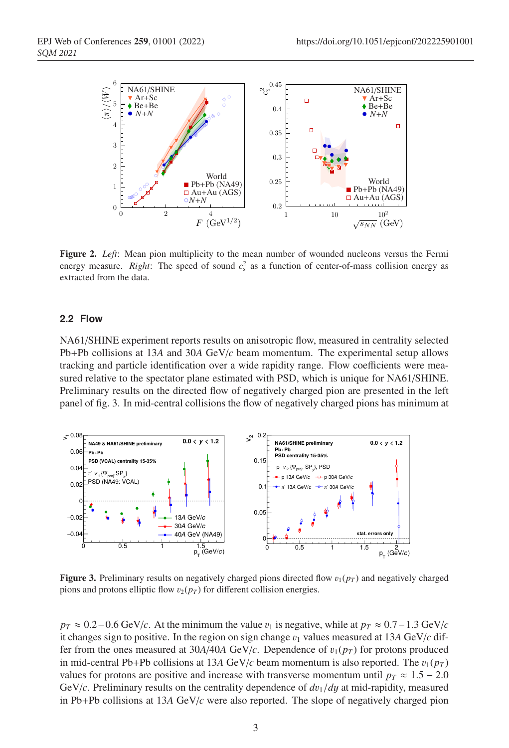**Figure 2.** *Left*: Mean pion multiplicity to the mean number of wounded nucleons versus the Fermi energy measure. *Right*: The speed of sound $c_s^2$ as a function of center-of-mass collision energy as extracted from the data.

### 2.2 Flow

NA61/SHINE experiment reports results on anisotropic flow, measured in centrality selected Pb+Pb collisions at 13*A* and 30*A* GeV/*c* beam momentum. The experimental setup allows tracking and particle identification over a wide rapidity range. Flow coefficients were measured relative to the spectator plane estimated with PSD, which is unique for NA61/SHINE. Preliminary results on the directed flow of negatively charged pion are presented in the left panel of fig. 3. In mid-central collisions the flow of negatively charged pions has minimum at $p_T \approx 0.2-0.6$ GeV/$c$. At the minimum the value $v_1$ is negative, while at $p_T \approx 0.7-1.3$ GeV/$c$ it changes sign to positive. In the region on sign change $v_1$ values measured at 13*A* GeV/*c* differ from the ones measured at 30*A*/40*A* GeV/*c*. Dependence of $v_1(p_T)$ for protons produced in mid-central Pb+Pb collisions at 13*A* GeV/*c* beam momentum is also reported. The $v_1(p_T)$ values for protons are positive and increase with transverse momentum until $p_T \approx 1.5-2.0$ GeV/$c$. Preliminary results on the centrality dependence of $dv_1/dy$ at mid-rapidity, measured in Pb+Pb collisions at 13*A* GeV/*c* were also reported. The slope of negatively charged pion

**Figure 3.** Preliminary results on negatively charged pions directed flow $v_1(p_T)$ and negatively charged pions and protons elliptic flow $v_2(p_T)$ for different collision energies.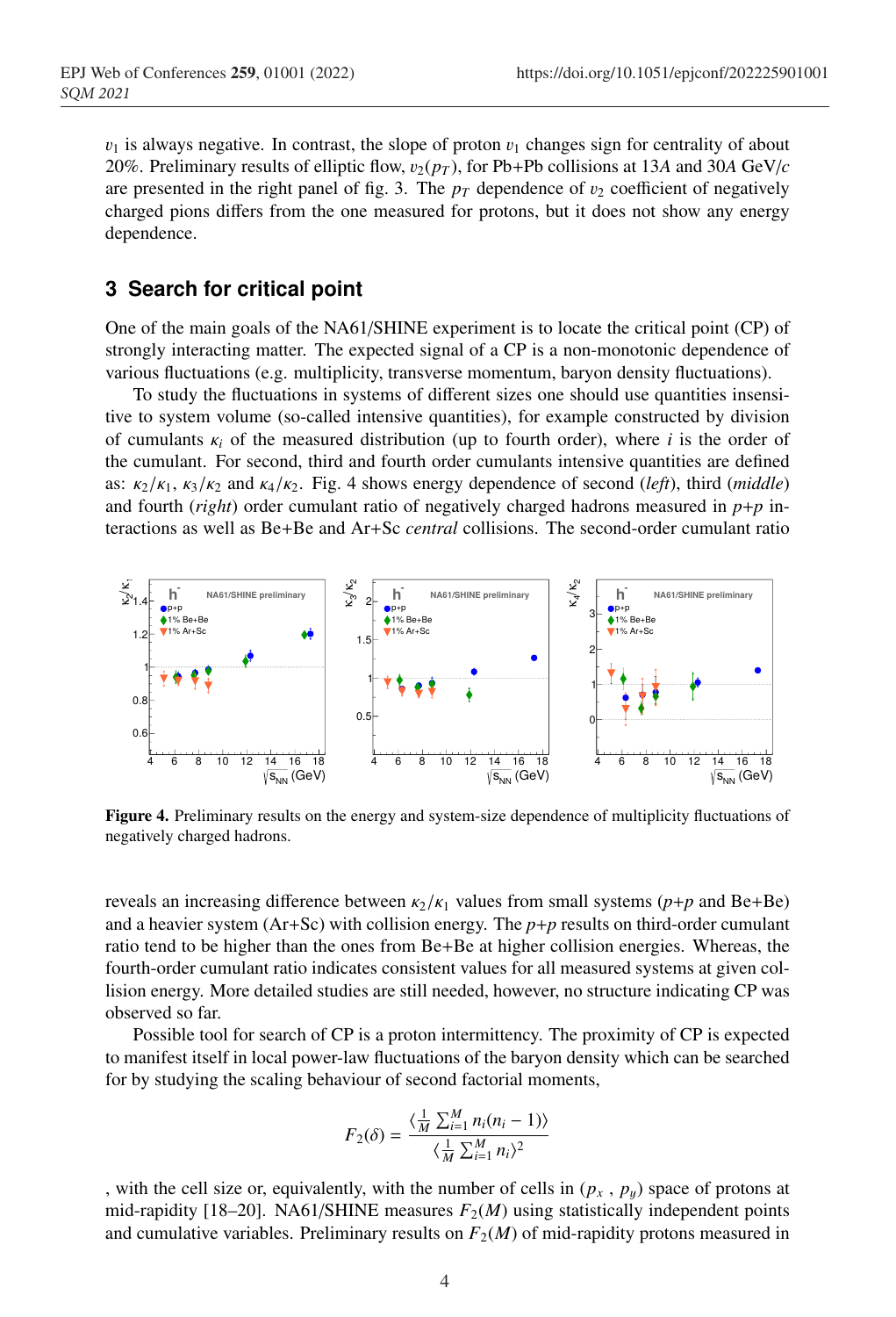$v_1$ is always negative. In contrast, the slope of proton $v_1$ changes sign for centrality of about 20%. Preliminary results of elliptic flow, $v_2(p_T)$, for Pb+Pb collisions at 13*A* and 30*A* GeV/*c* are presented in the right panel of fig. 3. The $p_T$ dependence of $v_2$ coefficient of negatively charged pions differs from the one measured for protons, but it does not show any energy dependence.

## 3 Search for critical point

One of the main goals of the NA61/SHINE experiment is to locate the critical point (CP) of strongly interacting matter. The expected signal of a CP is a non-monotonic dependence of various fluctuations (e.g. multiplicity, transverse momentum, baryon density fluctuations).

To study the fluctuations in systems of different sizes one should use quantities insensitive to system volume (so-called intensive quantities), for example constructed by division of cumulants $\kappa_i$ of the measured distribution (up to fourth order), where $i$ is the order of the cumulant. For second, third and fourth order cumulants intensive quantities are defined as: $\kappa_2/\kappa_1$, $\kappa_3/\kappa_2$ and $\kappa_4/\kappa_2$. Fig. 4 shows energy dependence of second (*left*), third (*middle*) and fourth (*right*) order cumulant ratio of negatively charged hadrons measured in *p*+*p* interactions as well as Be+Be and Ar+Sc *central* collisions. The second-order cumulant ratio

**Figure 4.** Preliminary results on the energy and system-size dependence of multiplicity fluctuations of negatively charged hadrons.

reveals an increasing difference between $\kappa_2/\kappa_1$ values from small systems (*p*+*p* and Be+Be) and a heavier system (Ar+Sc) with collision energy. The *p*+*p* results on third-order cumulant ratio tend to be higher than the ones from Be+Be at higher collision energies. Whereas, the fourth-order cumulant ratio indicates consistent values for all measured systems at given collision energy. More detailed studies are still needed, however, no structure indicating CP was observed so far.

Possible tool for search of CP is a proton intermittency. The proximity of CP is expected to manifest itself in local power-law fluctuations of the baryon density which can be searched for by studying the scaling behaviour of second factorial moments,

$$F_2(\delta) = \frac{\langle \frac{1}{M} \sum_{i=1}^{M} n_i(n_i - 1) \rangle}{\langle \frac{1}{M} \sum_{i=1}^{M} n_i \rangle^2}$$

, with the cell size or, equivalently, with the number of cells in $(p_x$ , $p_y)$ space of protons at mid-rapidity [18–20]. NA61/SHINE measures $F_2(M)$ using statistically independent points and cumulative variables. Preliminary results on $F_2(M)$ of mid-rapidity protons measured in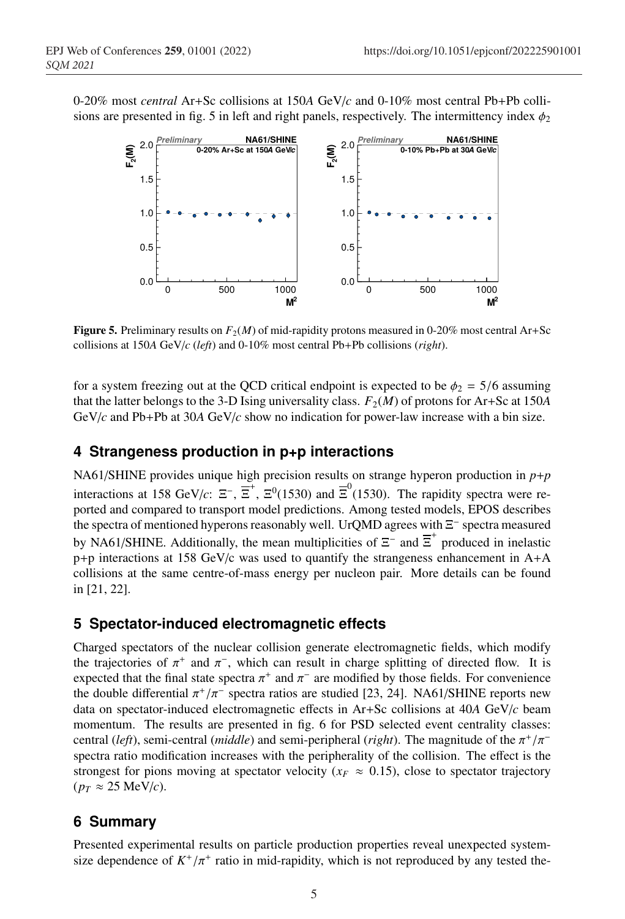0-20% most *central* Ar+Sc collisions at 150*A* GeV/*c* and 0-10% most central Pb+Pb collisions are presented in fig. 5 in left and right panels, respectively. The intermittency index $\phi_2$

**Figure 5.** Preliminary results on $F_2(M)$ of mid-rapidity protons measured in 0-20% most central Ar+Sc collisions at 150*A* GeV/*c* (*left*) and 0-10% most central Pb+Pb collisions (*right*).

for a system freezing out at the QCD critical endpoint is expected to be $\phi_2 = 5/6$ assuming that the latter belongs to the 3-D Ising universality class. $F_2(M)$ of protons for Ar+Sc at 150*A* GeV/*c* and Pb+Pb at 30*A* GeV/*c* show no indication for power-law increase with a bin size.

## 4 Strangeness production in p+p interactions

NA61/SHINE provides unique high precision results on strange hyperon production in *p+p* interactions at 158 GeV/*c*: $\Xi^-$, $\overline{\Xi}^+$, $\Xi^0(1530)$ and $\overline{\Xi}^0(1530)$. The rapidity spectra were reported and compared to transport model predictions. Among tested models, EPOS describes the spectra of mentioned hyperons reasonably well. UrQMD agrees with $\Xi^-$ spectra measured by NA61/SHINE. Additionally, the mean multiplicities of $\Xi^-$ and $\overline{\Xi}^+$ produced in inelastic p+p interactions at 158 GeV/c was used to quantify the strangeness enhancement in A+A collisions at the same centre-of-mass energy per nucleon pair. More details can be found in [21, 22].

## 5 Spectator-induced electromagnetic effects

Charged spectators of the nuclear collision generate electromagnetic fields, which modify the trajectories of $\pi^+$ and $\pi^-$, which can result in charge splitting of directed flow. It is expected that the final state spectra $\pi^+$ and $\pi^-$ are modified by those fields. For convenience the double differential $\pi^+/\pi^-$ spectra ratios are studied [23, 24]. NA61/SHINE reports new data on spectator-induced electromagnetic effects in Ar+Sc collisions at 40*A* GeV/*c* beam momentum. The results are presented in fig. 6 for PSD selected event centrality classes: central (*left*), semi-central (*middle*) and semi-peripheral (*right*). The magnitude of the $\pi^+/\pi^-$ spectra ratio modification increases with the peripherality of the collision. The effect is the strongest for pions moving at spectator velocity ($x_F \approx 0.15$), close to spectator trajectory ($p_T \approx 25$ MeV/*c*).

## 6 Summary

Presented experimental results on particle production properties reveal unexpected system-size dependence of $K^+/\pi^+$ ratio in mid-rapidity, which is not reproduced by any tested the-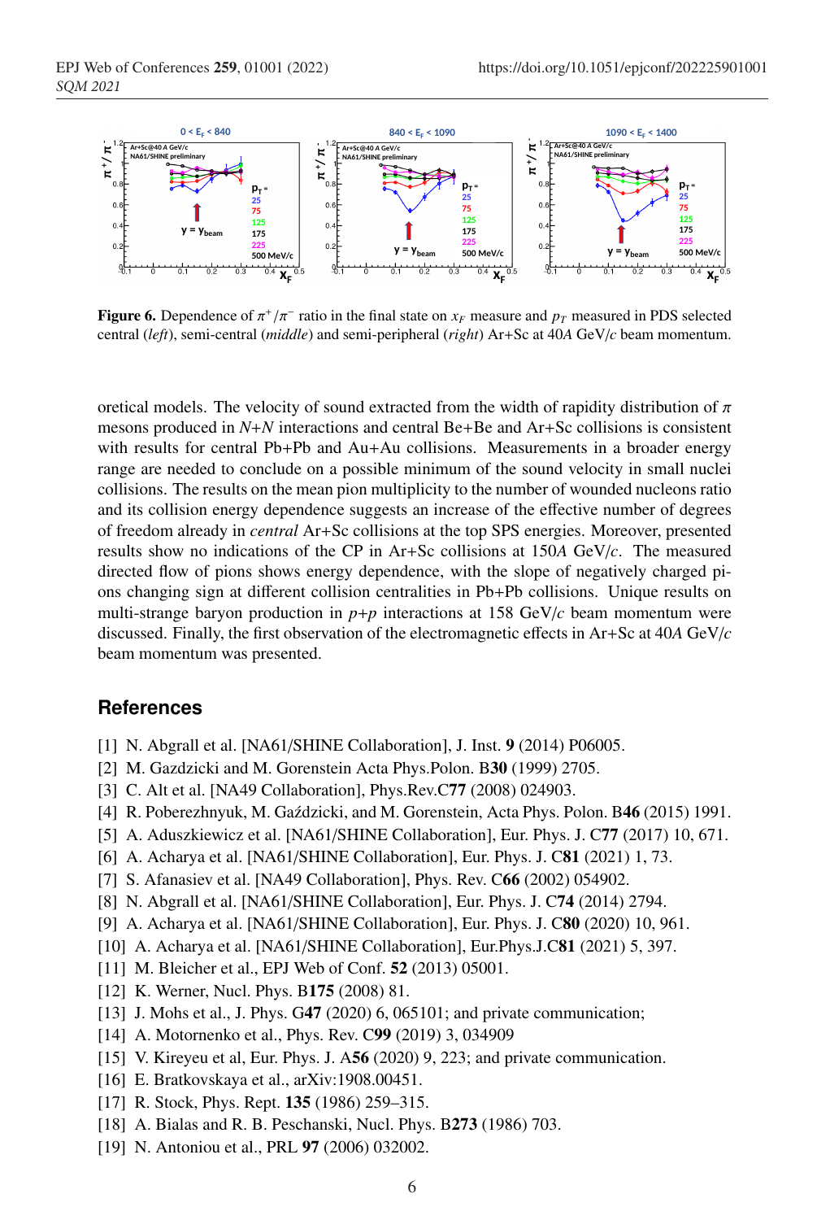**Figure 6.** Dependence of $\pi^+/\pi^-$ ratio in the final state on $x_F$ measure and $p_T$ measured in PDS selected central (*left*), semi-central (*middle*) and semi-peripheral (*right*) Ar+Sc at 40*A* GeV/*c* beam momentum.

oretical models. The velocity of sound extracted from the width of rapidity distribution of $\pi$ mesons produced in *N*+*N* interactions and central Be+Be and Ar+Sc collisions is consistent with results for central Pb+Pb and Au+Au collisions. Measurements in a broader energy range are needed to conclude on a possible minimum of the sound velocity in small nuclei collisions. The results on the mean pion multiplicity to the number of wounded nucleons ratio and its collision energy dependence suggests an increase of the effective number of degrees of freedom already in *central* Ar+Sc collisions at the top SPS energies. Moreover, presented results show no indications of the CP in Ar+Sc collisions at 150*A* GeV/*c*. The measured directed flow of pions shows energy dependence, with the slope of negatively charged pions changing sign at different collision centralities in Pb+Pb collisions. Unique results on multi-strange baryon production in *p*+*p* interactions at 158 GeV/*c* beam momentum were discussed. Finally, the first observation of the electromagnetic effects in Ar+Sc at 40*A* GeV/*c* beam momentum was presented.

## References

[1] N. Abgrall et al. [NA61/SHINE Collaboration], J. Inst. **9** (2014) P06005.
[2] M. Gazdzicki and M. Gorenstein Acta Phys.Polon. B**30** (1999) 2705.
[3] C. Alt et al. [NA49 Collaboration], Phys.Rev.C**77** (2008) 024903.
[4] R. Poberezhnyuk, M. Gaździcki, and M. Gorenstein, Acta Phys. Polon. B**46** (2015) 1991.
[5] A. Aduszkiewicz et al. [NA61/SHINE Collaboration], Eur. Phys. J. C**77** (2017) 10, 671.
[6] A. Acharya et al. [NA61/SHINE Collaboration], Eur. Phys. J. C**81** (2021) 1, 73.
[7] S. Afanasiev et al. [NA49 Collaboration], Phys. Rev. C**66** (2002) 054902.
[8] N. Abgrall et al. [NA61/SHINE Collaboration], Eur. Phys. J. C**74** (2014) 2794.
[9] A. Acharya et al. [NA61/SHINE Collaboration], Eur. Phys. J. C**80** (2020) 10, 961.
[10] A. Acharya et al. [NA61/SHINE Collaboration], Eur.Phys.J.C**81** (2021) 5, 397.
[11] M. Bleicher et al., EPJ Web of Conf. **52** (2013) 05001.
[12] K. Werner, Nucl. Phys. B**175** (2008) 81.
[13] J. Mohs et al., J. Phys. G**47** (2020) 6, 065101; and private communication;
[14] A. Motornenko et al., Phys. Rev. C**99** (2019) 3, 034909
[15] V. Kireyeu et al, Eur. Phys. J. A**56** (2020) 9, 223; and private communication.
[16] E. Bratkovskaya et al., arXiv:1908.00451.
[17] R. Stock, Phys. Rept. **135** (1986) 259–315.
[18] A. Bialas and R. B. Peschanski, Nucl. Phys. B**273** (1986) 703.
[19] N. Antoniou et al., PRL **97** (2006) 032002.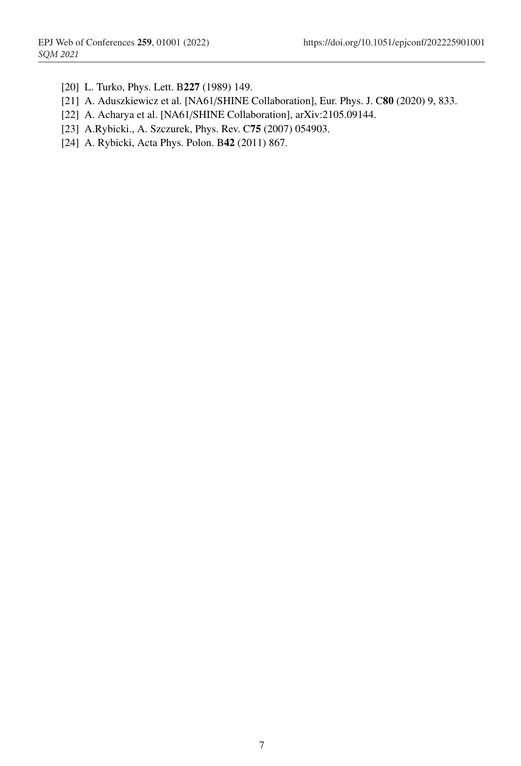[20] L. Turko, Phys. Lett. B**227** (1989) 149.

[21] A. Aduszkiewicz et al. [NA61/SHINE Collaboration], Eur. Phys. J. C**80** (2020) 9, 833.

[22] A. Acharya et al. [NA61/SHINE Collaboration], arXiv:2105.09144.

[23] A.Rybicki., A. Szczurek, Phys. Rev. C**75** (2007) 054903.

[24] A. Rybicki, Acta Phys. Polon. B**42** (2011) 867.